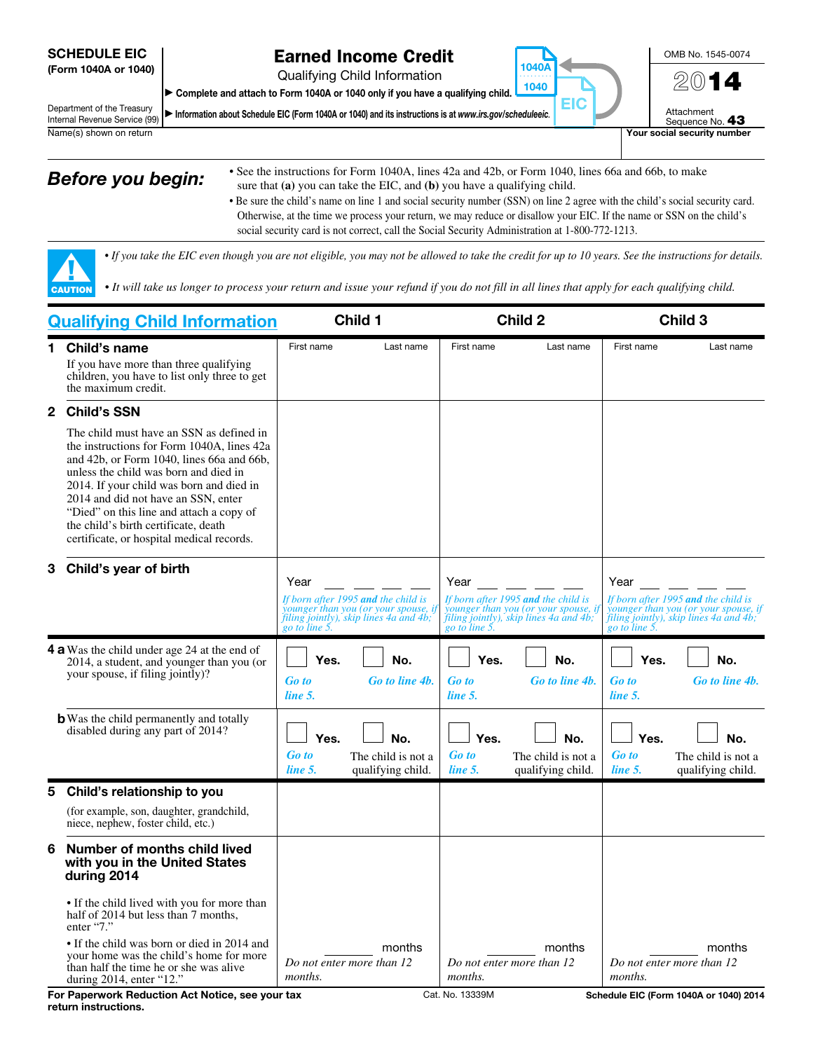**SCHEDULE EIC**
**(Form 1040A or 1040)**

Department of the Treasury
Internal Revenue Service (99)

# Earned Income Credit

Qualifying Child Information

▶ **Complete and attach to Form 1040A or 1040 only if you have a qualifying child.**

▶ **Information about Schedule EIC (Form 1040A or 1040) and its instructions is at *www.irs.gov/scheduleeic*.**

OMB No. 1545-0074

**2014**

Attachment Sequence No. **43**

Name(s) shown on return | **Your social security number**

## *Before you begin:*

- See the instructions for Form 1040A, lines 42a and 42b, or Form 1040, lines 66a and 66b, to make sure that **(a)** you can take the EIC, and **(b)** you have a qualifying child.
- Be sure the child's name on line 1 and social security number (SSN) on line 2 agree with the child's social security card. Otherwise, at the time we process your return, we may reduce or disallow your EIC. If the name or SSN on the child's social security card is not correct, call the Social Security Administration at 1-800-772-1213.

**CAUTION**

- *If you take the EIC even though you are not eligible, you may not be allowed to take the credit for up to 10 years. See the instructions for details.*
- *It will take us longer to process your return and issue your refund if you do not fill in all lines that apply for each qualifying child.*

| Qualifying Child Information | Child 1 | Child 2 | Child 3 |
|---|---|---|---|
| **1 Child's name** If you have more than three qualifying children, you have to list only three to get the maximum credit. | First name / Last name | First name / Last name | First name / Last name |
| **2 Child's SSN** The child must have an SSN as defined in the instructions for Form 1040A, lines 42a and 42b, or Form 1040, lines 66a and 66b, unless the child was born and died in 2014. If your child was born and died in 2014 and did not have an SSN, enter "Died" on this line and attach a copy of the child's birth certificate, death certificate, or hospital medical records. | | | |
| **3 Child's year of birth** | Year ____ *If born after 1995* ***and*** *the child is younger than you (or your spouse, if filing jointly), skip lines 4a and 4b; go to line 5.* | Year ____ *If born after 1995* ***and*** *the child is younger than you (or your spouse, if filing jointly), skip lines 4a and 4b; go to line 5.* | Year ____ *If born after 1995* ***and*** *the child is younger than you (or your spouse, if filing jointly), skip lines 4a and 4b; go to line 5.* |
| **4 a** Was the child under age 24 at the end of 2014, a student, and younger than you (or your spouse, if filing jointly)? | ☐ **Yes.** *Go to line 5.* ☐ **No.** *Go to line 4b.* | ☐ **Yes.** *Go to line 5.* ☐ **No.** *Go to line 4b.* | ☐ **Yes.** *Go to line 5.* ☐ **No.** *Go to line 4b.* |
| **b** Was the child permanently and totally disabled during any part of 2014? | ☐ **Yes.** *Go to line 5.* ☐ **No.** The child is not a qualifying child. | ☐ **Yes.** *Go to line 5.* ☐ **No.** The child is not a qualifying child. | ☐ **Yes.** *Go to line 5.* ☐ **No.** The child is not a qualifying child. |
| **5 Child's relationship to you** (for example, son, daughter, grandchild, niece, nephew, foster child, etc.) | | | |
| **6 Number of months child lived with you in the United States during 2014** • If the child lived with you for more than half of 2014 but less than 7 months, enter "7." • If the child was born or died in 2014 and your home was the child's home for more than half the time he or she was alive during 2014, enter "12." | ____ months *Do not enter more than 12 months.* | ____ months *Do not enter more than 12 months.* | ____ months *Do not enter more than 12 months.* |

**For Paperwork Reduction Act Notice, see your tax return instructions.**

Cat. No. 13339M

**Schedule EIC (Form 1040A or 1040) 2014**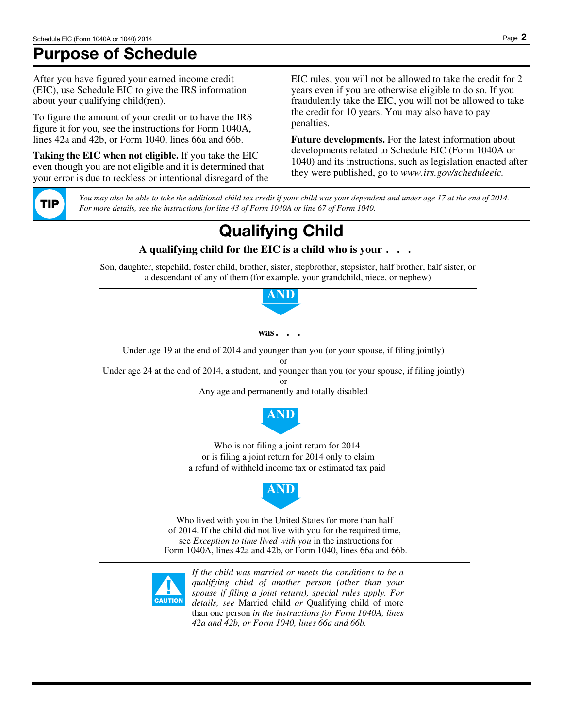# Purpose of Schedule

After you have figured your earned income credit (EIC), use Schedule EIC to give the IRS information about your qualifying child(ren).

To figure the amount of your credit or to have the IRS figure it for you, see the instructions for Form 1040A, lines 42a and 42b, or Form 1040, lines 66a and 66b.

**Taking the EIC when not eligible.** If you take the EIC even though you are not eligible and it is determined that your error is due to reckless or intentional disregard of the EIC rules, you will not be allowed to take the credit for 2 years even if you are otherwise eligible to do so. If you fraudulently take the EIC, you will not be allowed to take the credit for 10 years. You may also have to pay penalties.

**Future developments.** For the latest information about developments related to Schedule EIC (Form 1040A or 1040) and its instructions, such as legislation enacted after they were published, go to *www.irs.gov/scheduleeic.*

**TIP** *You may also be able to take the additional child tax credit if your child was your dependent and under age 17 at the end of 2014. For more details, see the instructions for line 43 of Form 1040A or line 67 of Form 1040.*

# Qualifying Child

**A qualifying child for the EIC is a child who is your . . .**

Son, daughter, stepchild, foster child, brother, sister, stepbrother, stepsister, half brother, half sister, or a descendant of any of them (for example, your grandchild, niece, or nephew)

**AND**

**was . . .**

Under age 19 at the end of 2014 and younger than you (or your spouse, if filing jointly)

or

Under age 24 at the end of 2014, a student, and younger than you (or your spouse, if filing jointly)

or

Any age and permanently and totally disabled

**AND**

Who is not filing a joint return for 2014 or is filing a joint return for 2014 only to claim a refund of withheld income tax or estimated tax paid

**AND**

Who lived with you in the United States for more than half of 2014. If the child did not live with you for the required time, see *Exception to time lived with you* in the instructions for Form 1040A, lines 42a and 42b, or Form 1040, lines 66a and 66b.

**CAUTION** *If the child was married or meets the conditions to be a qualifying child of another person (other than your spouse if filing a joint return), special rules apply. For details, see* Married child *or* Qualifying child of more than one person *in the instructions for Form 1040A, lines 42a and 42b, or Form 1040, lines 66a and 66b.*